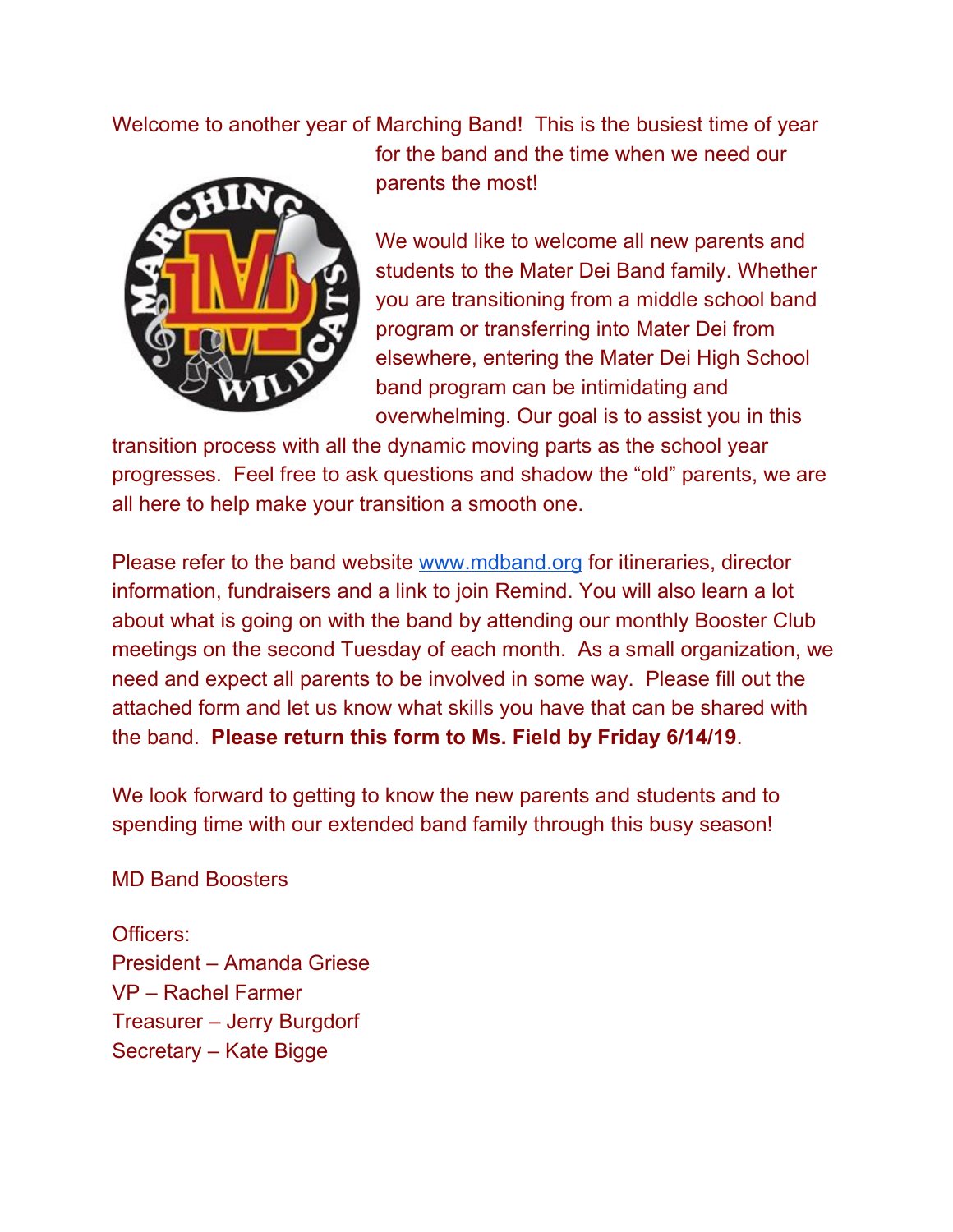Welcome to another year of Marching Band! This is the busiest time of year for the band and the time when we need our parents the most!

We would like to welcome all new parents and students to the Mater Dei Band family. Whether you are transitioning from a middle school band program or transferring into Mater Dei from elsewhere, entering the Mater Dei High School band program can be intimidating and overwhelming. Our goal is to assist you in this transition process with all the dynamic moving parts as the school year progresses. Feel free to ask questions and shadow the "old" parents, we are all here to help make your transition a smooth one.

Please refer to the band website [www.mdband.org](http://www.mdband.org) for itineraries, director information, fundraisers and a link to join Remind. You will also learn a lot about what is going on with the band by attending our monthly Booster Club meetings on the second Tuesday of each month. As a small organization, we need and expect all parents to be involved in some way. Please fill out the attached form and let us know what skills you have that can be shared with the band. **Please return this form to Ms. Field by Friday 6/14/19**.

We look forward to getting to know the new parents and students and to spending time with our extended band family through this busy season!

MD Band Boosters

Officers:
President – Amanda Griese
VP – Rachel Farmer
Treasurer – Jerry Burgdorf
Secretary – Kate Bigge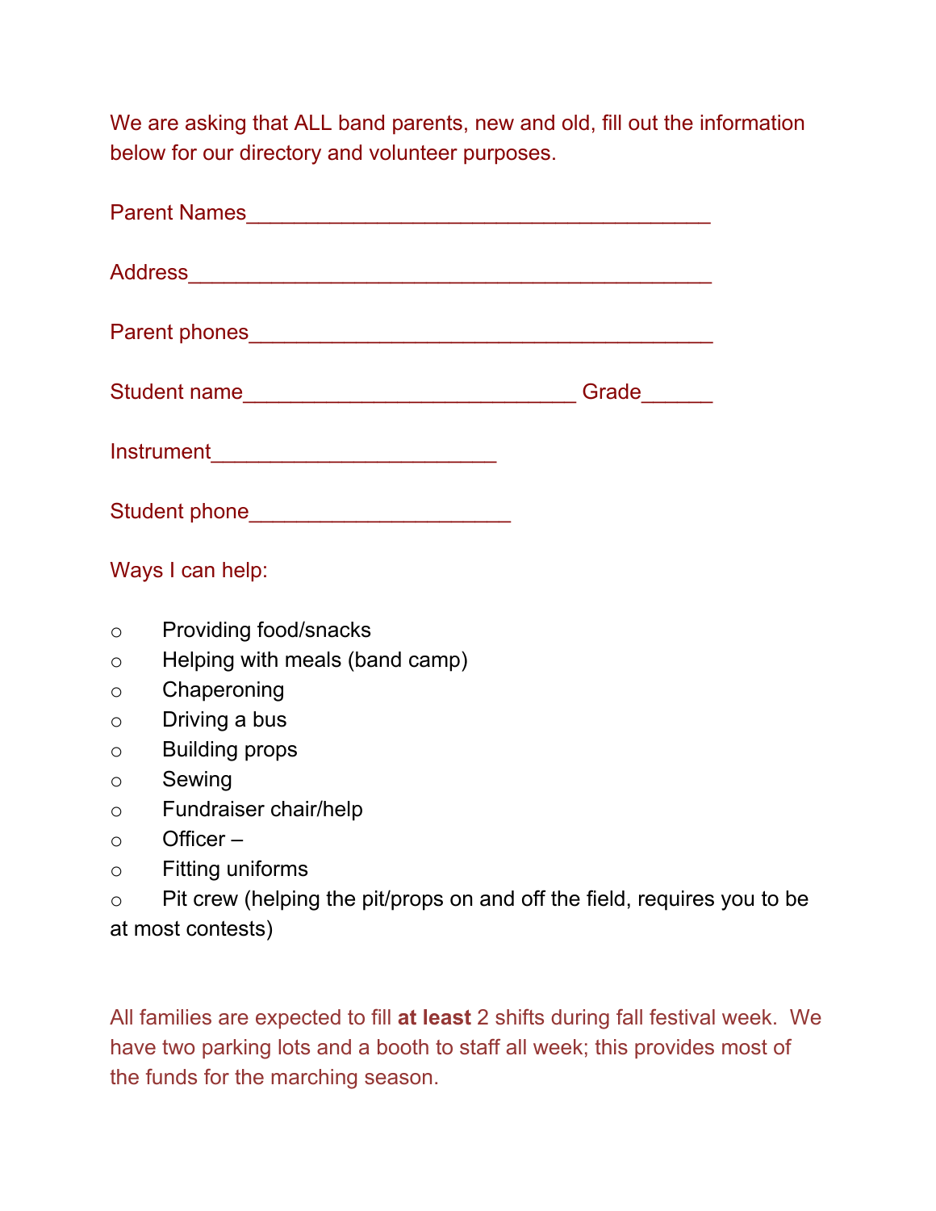We are asking that ALL band parents, new and old, fill out the information below for our directory and volunteer purposes.

Parent Names_______________________________________

Address___________________________________________

Parent phones______________________________________

Student name___________________________ Grade______

Instrument________________________

Student phone______________________

Ways I can help:

- ○ Providing food/snacks
- ○ Helping with meals (band camp)
- ○ Chaperoning
- ○ Driving a bus
- ○ Building props
- ○ Sewing
- ○ Fundraiser chair/help
- ○ Officer –
- ○ Fitting uniforms
- ○ Pit crew (helping the pit/props on and off the field, requires you to be at most contests)

All families are expected to fill **at least** 2 shifts during fall festival week. We have two parking lots and a booth to staff all week; this provides most of the funds for the marching season.